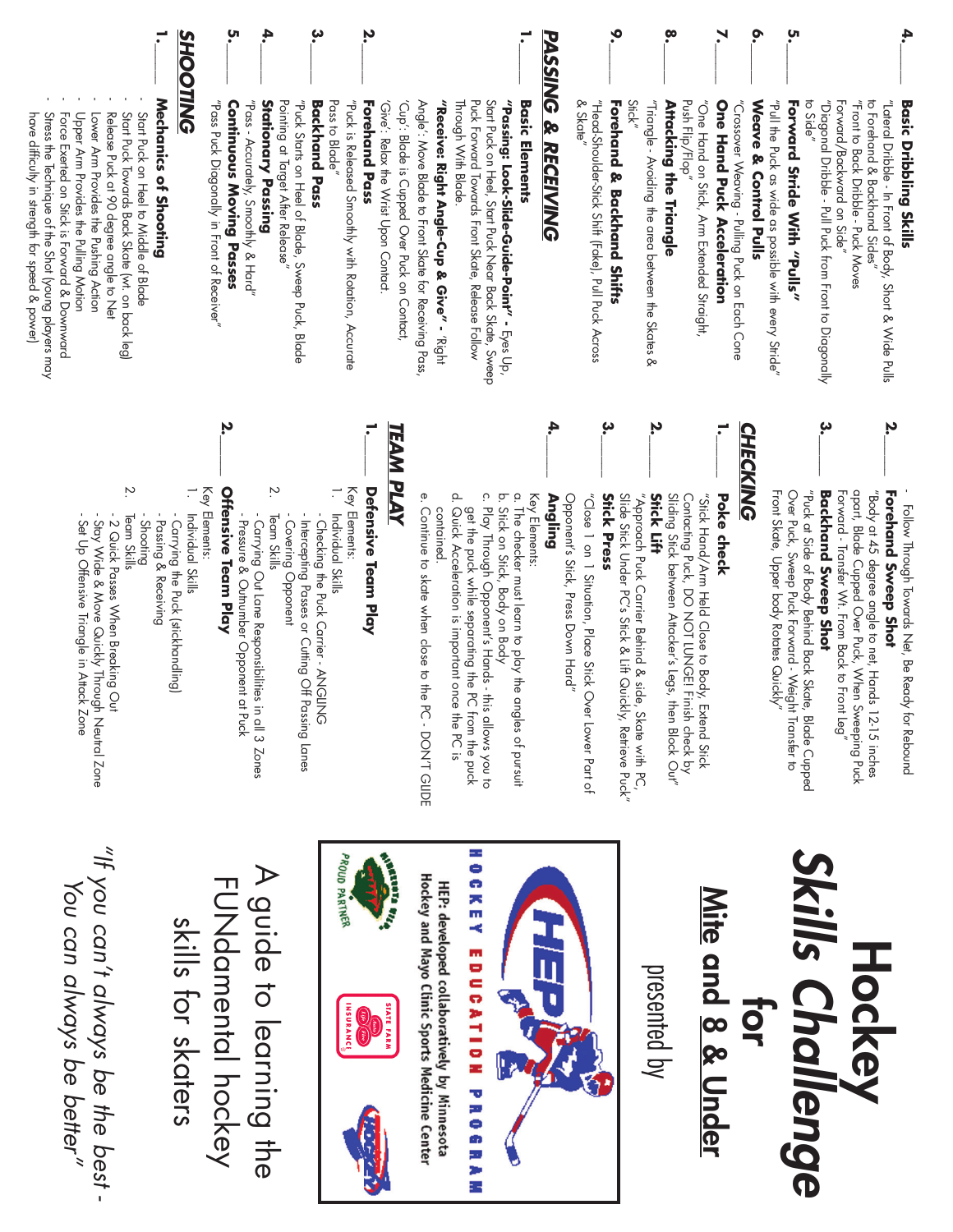4.______ **Basic Dribbling Skills**
"Lateral Dribble - In Front of Body, Short & Wide Pulls to Forehand & Backhand Sides"
"Front to Back Dribble - Puck Moves Forward/Backward on Side"
"Diagonal Dribble - Pull Puck from Front to Diagonally to Side"

5.______ **Forward Stride With "Pulls"**
"Pull the Puck as wide as possible with every Stride"

6.______ **Weave & Control Pulls**
"Crossover Weaving - Pulling Puck on Each Cone

7.______ **One Hand Puck Acceleration**
"One Hand on Stick, Arm Extended Straight, Push Flip/Flop"

8.______ **Attacking the Triangle**
"Triangle - Avoiding the area between the Skates & Stick"

9.______ **Forehand & Backhand Shifts**
"Head-Shoulder-Stick Shift (Fake), Pull Puck Across & Skate"

## PASSING & RECEIVING

1.______ **Basic Elements**
**"Passing: Look-Slide-Guide-Point" -** Eyes Up, Start Puck on Heel, Start Puck Near Back Skate, Sweep Puck Forward Towards Front Skate, Release Follow Through With Blade.
**"Receive: Right Angle-Cup & Give" -** 'Right Angle': Move Blade to Front Skate for Receiving Pass, 'Cup': Blade is Cupped Over Puck on Contact, 'Give': Relax the Wrist Upon Contact.

2.______ **Forehand Pass**
"Puck is Released Smoothly with Rotation, Accurate Pass to Blade"

3.______ **Backhand Pass**
"Puck Starts on Heel of Blade, Sweep Puck, Blade Pointing at Target After Release"

4.______ **Stationary Passing**
"Pass - Accurately, Smoothly & Hard"

5.______ **Continuous Moving Passes**
"Pass Puck Diagonally in Front of Receiver"

## SHOOTING

1.______ **Mechanics of Shooting**
- Start Puck on Heel to Middle of Blade
- Start Puck Towards Back Skate (wt. on back leg)
- Release Puck at 90 degree angle to Net
- Lower Arm Provides the Pushing Action
- Upper Arm Provides the Pulling Motion
- Force Exerted on Stick is Forward & Downward
- Stress the Technique of the Shot (young players may have difficulty in strength for speed & power)
- Follow Through Towards Net, Be Ready for Rebound

2.______ **Forehand Sweep Shot**
"Body at 45 degree angle to net, Hands 12-15 inches apart, Blade Cupped Over Puck, When Sweeping Puck Forward - Transfer Wt. From Back to Front Leg"

3.______ **Backhand Sweep Shot**
"Puck at Side of Body Behind Back Skate, Blade Cupped Over Puck, Sweep Puck Forward - Weight Transfer to Front Skate, Upper body Rotates Quickly"

## CHECKING

1.______ **Poke check**
"Stick Hand/Arm Held Close to Body, Extend Stick Contacting Puck, DO NOT LUNGE! Finish check by Sliding Stick between Attacker's Legs, then Block Out"

2.______ **Stick Lift**
"Approach Puck Carrier Behind & side, Skate with PC, Slide Stick Under PC's Stick & Lift Quickly, Retrieve Puck"

3.______ **Stick Press**
"Close 1 on 1 Situation, Place Stick Over Lower Part of Opponent's Stick, Press Down Hard"

4.______ **Angling**
Key Elements:
a. The checker must learn to play the angles of pursuit
b. Stick on Stick, Body on Body
c. Play Through Opponent's Hands - this allows you to get the puck while separating the PC from the puck
d. Quick Acceleration is important once the PC is contained.
e. Continue to skate when close to the PC - DON'T GLIDE

## TEAM PLAY

1.______ **Defensive Team Play**
Key Elements:
1. Individual Skills
   - Checking the Puck Carrier - ANGLING
   - Intercepting Passes or Cutting Off Passing Lanes
   - Covering Opponent
2. Team Skills
   - Carrying Out Lane Responsibilities in all 3 Zones
   - Pressure & Outnumber Opponent at Puck

2.______ **Offensive Team Play**
Key Elements:
1. Individual Skills
   - Carrying the Puck (stickhandling)
   - Passing & Receiving
   - Shooting
2. Team Skills
   - 2 Quick Passes When Breaking Out
   - Stay Wide & Move Quickly Through Neutral Zone
   - Set Up Offensive Triangle in Attack Zone

# Hockey Skills Challenge for Mite and 8 & Under

presented by

HOCKEY EDUCATION PROGRAM

HEP: developed collaboratively by Minnesota Hockey and Mayo Clinic Sports Medicine Center

PROUD PARTNER

STATE FARM INSURANCE

## A guide to learning the FUNdamental hockey skills for skaters

*"If you can't always be the best - You can always be better"*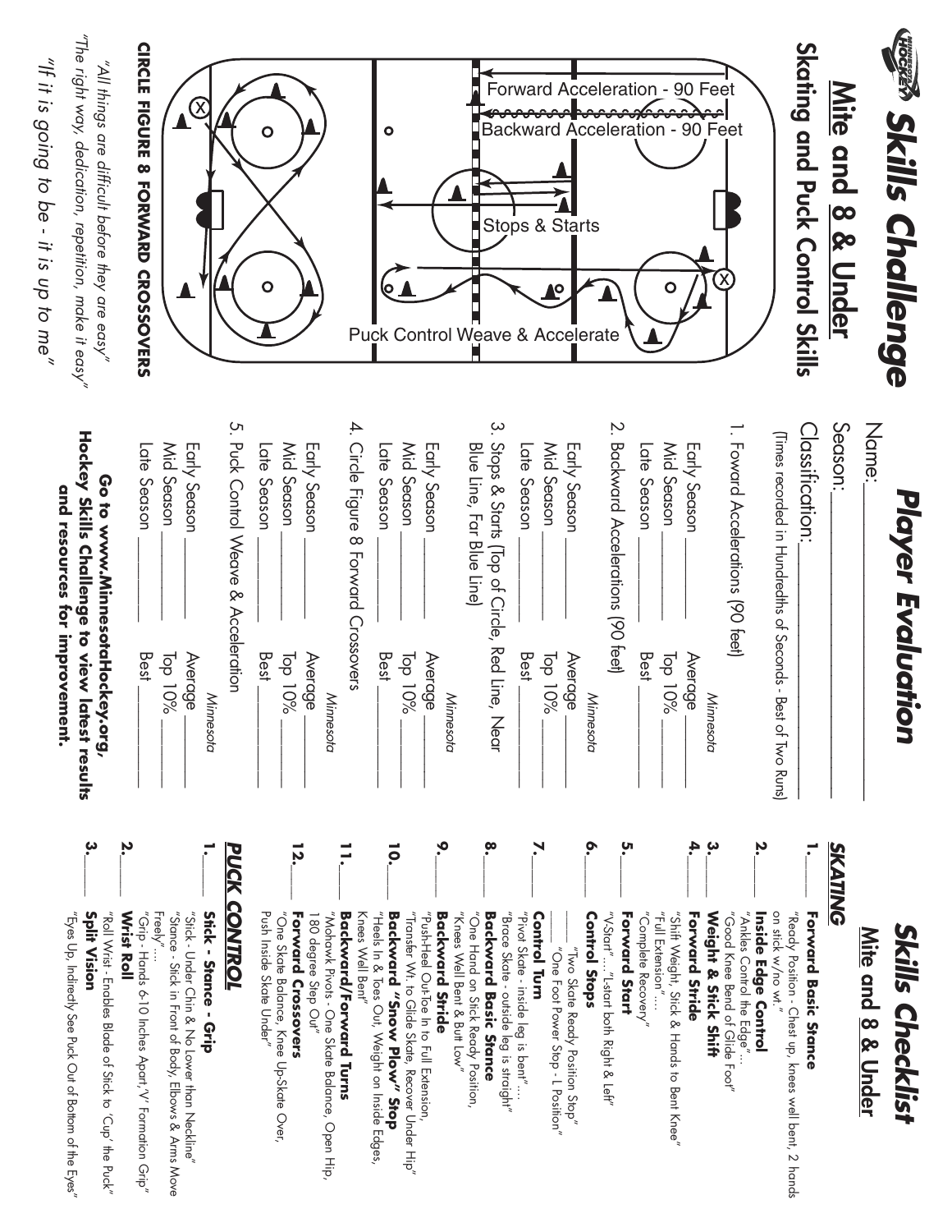# Skills Challenge

## Mite and 8 & Under

### Skating and Puck Control Skills

Forward Acceleration - 90 Feet

Backward Acceleration - 90 Feet

Stops & Starts

Puck Control Weave & Accelerate

**CIRCLE FIGURE 8 FORWARD CROSSOVERS**

*"All things are difficult before they are easy"*

*"The right way, dedication, repetition, make it easy"*

*"If it is going to be - it is up to me"*

# Player Evaluation

Name: ___________

Season: ___________

Classification: ___________

(Times recorded in Hundredths of Seconds - Best of Two Runs)

1. Foward Accelerations (90 feet)

| | | Minnesota | |
|---|---|---|---|
| Early Season | ______ | Average | ______ |
| Mid Season | ______ | Top 10% | ______ |
| Late Season | ______ | Best | ______ |

2. Backward Accelerations (90 feet)

| | | Minnesota | |
|---|---|---|---|
| Early Season | ______ | Average | ______ |
| Mid Season | ______ | Top 10% | ______ |
| Late Season | ______ | Best | ______ |

3. Stops & Starts (Top of Circle, Red Line, Near Blue Line, Far Blue Line)

| | | Minnesota | |
|---|---|---|---|
| Early Season | ______ | Average | ______ |
| Mid Season | ______ | Top 10% | ______ |
| Late Season | ______ | Best | ______ |

4. Circle Figure 8 Forward Crossovers

| | | Minnesota | |
|---|---|---|---|
| Early Season | ______ | Average | ______ |
| Mid Season | ______ | Top 10% | ______ |
| Late Season | ______ | Best | ______ |

5. Puck Control Weave & Acceleration

| | | Minnesota | |
|---|---|---|---|
| Early Season | ______ | Average | ______ |
| Mid Season | ______ | Top 10% | ______ |
| Late Season | ______ | Best | ______ |

**Go to www.MinnesotaHockey.org, Hockey Skills Challenge to view latest results and resources for improvement.**

# Skills Checklist

## Mite and 8 & Under

### SKATING

**1.** ______ **Forward Basic Stance**
"Ready Position - Chest up, knees well bent, 2 hands on stick w/no wt."

**2.** ______ **Inside Edge Control**
"Ankles Control the Edge"...
"Good Knee Bend of Glide Foot"

**3.** ______ **Weight & Stick Shift**

**4.** ______ **Forward Stride**
"Shift Weight, Stick & Hands to Bent Knee"
"Full Extension"...
"Complete Recovery"

**5.** ______ **Forward Start**
"V-Start"... "L-start both Right & Left"

**6.** ______ **Control Stops**
______ "Two Skate Ready Position Stop"
______ "One Foot Power Stop - L Position"

**7.** ______ **Control Turn**
"Pivot Skate - inside leg is bent"...
"Brace Skate - outside leg is straight"

**8.** ______ **Backward Basic Stance**
"One Hand on Stick Ready Position,
"Knees Well Bent & Butt Low"

**9.** ______ **Backward Stride**
"Push-Heel Out-Toe In to Full Extension,
"Transfer Wt. to Glide Skate, Recover Under Hip"

**10.** ______ **Backward "Snow Plow" Stop**
"Heels In & Toes Out, Weight on Inside Edges, Knees Well Bent"

**11.** ______ **Backward/Forward Turns**
"Mohawk Pivots - One Skate Balance, Open Hip, 180 degree Step Out"

**12.** ______ **Forward Crossovers**
"One Skate Balance, Knee Up-Skate Over, Push Inside Skate Under"

### PUCK CONTROL

**1.** ______ **Stick - Stance - Grip**
"Stick - Under Chin & No Lower than Neckline"
"Stance - Stick in Front of Body, Elbows & Arms Move Freely"...
"Grip - Hands 6-10 Inches Apart, 'V' Formation Grip"

**2.** ______ **Wrist Roll**
"Roll Wrist - Enables Blade of Stick to 'Cup' the Puck"

**3.** ______ **Split Vision**
"Eyes Up, Indirectly See Puck Out of Bottom of the Eyes"